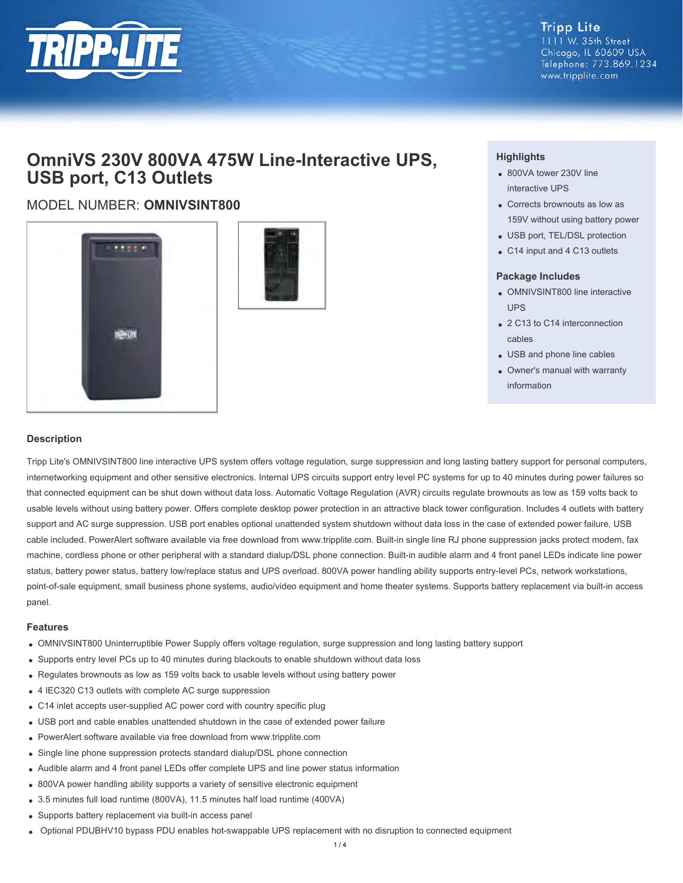Tripp Lite
1111 W. 35th Street
Chicago, IL 60609 USA
Telephone: 773.869.1234
www.tripplite.com

# OmniVS 230V 800VA 475W Line-Interactive UPS, USB port, C13 Outlets

MODEL NUMBER: **OMNIVSINT800**

### Highlights

- 800VA tower 230V line interactive UPS
- Corrects brownouts as low as 159V without using battery power
- USB port, TEL/DSL protection
- C14 input and 4 C13 outlets

### Package Includes

- OMNIVSINT800 line interactive UPS
- 2 C13 to C14 interconnection cables
- USB and phone line cables
- Owner's manual with warranty information

## Description

Tripp Lite's OMNIVSINT800 line interactive UPS system offers voltage regulation, surge suppression and long lasting battery support for personal computers, internetworking equipment and other sensitive electronics. Internal UPS circuits support entry level PC systems for up to 40 minutes during power failures so that connected equipment can be shut down without data loss. Automatic Voltage Regulation (AVR) circuits regulate brownouts as low as 159 volts back to usable levels without using battery power. Offers complete desktop power protection in an attractive black tower configuration. Includes 4 outlets with battery support and AC surge suppression. USB port enables optional unattended system shutdown without data loss in the case of extended power failure, USB cable included. PowerAlert software available via free download from www.tripplite.com. Built-in single line RJ phone suppression jacks protect modem, fax machine, cordless phone or other peripheral with a standard dialup/DSL phone connection. Built-in audible alarm and 4 front panel LEDs indicate line power status, battery power status, battery low/replace status and UPS overload. 800VA power handling ability supports entry-level PCs, network workstations, point-of-sale equipment, small business phone systems, audio/video equipment and home theater systems. Supports battery replacement via built-in access panel.

## Features

- OMNIVSINT800 Uninterruptible Power Supply offers voltage regulation, surge suppression and long lasting battery support
- Supports entry level PCs up to 40 minutes during blackouts to enable shutdown without data loss
- Regulates brownouts as low as 159 volts back to usable levels without using battery power
- 4 IEC320 C13 outlets with complete AC surge suppression
- C14 inlet accepts user-supplied AC power cord with country specific plug
- USB port and cable enables unattended shutdown in the case of extended power failure
- PowerAlert software available via free download from www.tripplite.com
- Single line phone suppression protects standard dialup/DSL phone connection
- Audible alarm and 4 front panel LEDs offer complete UPS and line power status information
- 800VA power handling ability supports a variety of sensitive electronic equipment
- 3.5 minutes full load runtime (800VA), 11.5 minutes half load runtime (400VA)
- Supports battery replacement via built-in access panel
- Optional PDUBHV10 bypass PDU enables hot-swappable UPS replacement with no disruption to connected equipment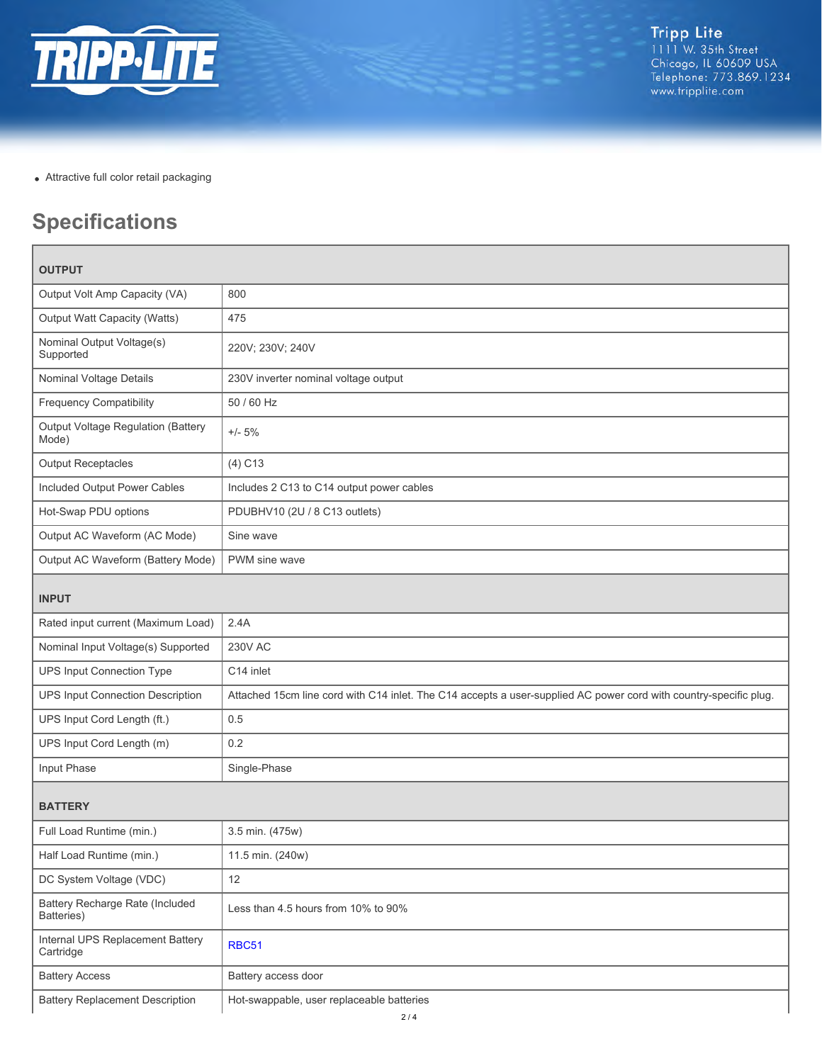- Attractive full color retail packaging

## Specifications

| OUTPUT | |
|---|---|
| Output Volt Amp Capacity (VA) | 800 |
| Output Watt Capacity (Watts) | 475 |
| Nominal Output Voltage(s) Supported | 220V; 230V; 240V |
| Nominal Voltage Details | 230V inverter nominal voltage output |
| Frequency Compatibility | 50 / 60 Hz |
| Output Voltage Regulation (Battery Mode) | +/- 5% |
| Output Receptacles | (4) C13 |
| Included Output Power Cables | Includes 2 C13 to C14 output power cables |
| Hot-Swap PDU options | PDUBHV10 (2U / 8 C13 outlets) |
| Output AC Waveform (AC Mode) | Sine wave |
| Output AC Waveform (Battery Mode) | PWM sine wave |
| **INPUT** | |
| Rated input current (Maximum Load) | 2.4A |
| Nominal Input Voltage(s) Supported | 230V AC |
| UPS Input Connection Type | C14 inlet |
| UPS Input Connection Description | Attached 15cm line cord with C14 inlet. The C14 accepts a user-supplied AC power cord with country-specific plug. |
| UPS Input Cord Length (ft.) | 0.5 |
| UPS Input Cord Length (m) | 0.2 |
| Input Phase | Single-Phase |
| **BATTERY** | |
| Full Load Runtime (min.) | 3.5 min. (475w) |
| Half Load Runtime (min.) | 11.5 min. (240w) |
| DC System Voltage (VDC) | 12 |
| Battery Recharge Rate (Included Batteries) | Less than 4.5 hours from 10% to 90% |
| Internal UPS Replacement Battery Cartridge | RBC51 |
| Battery Access | Battery access door |
| Battery Replacement Description | Hot-swappable, user replaceable batteries |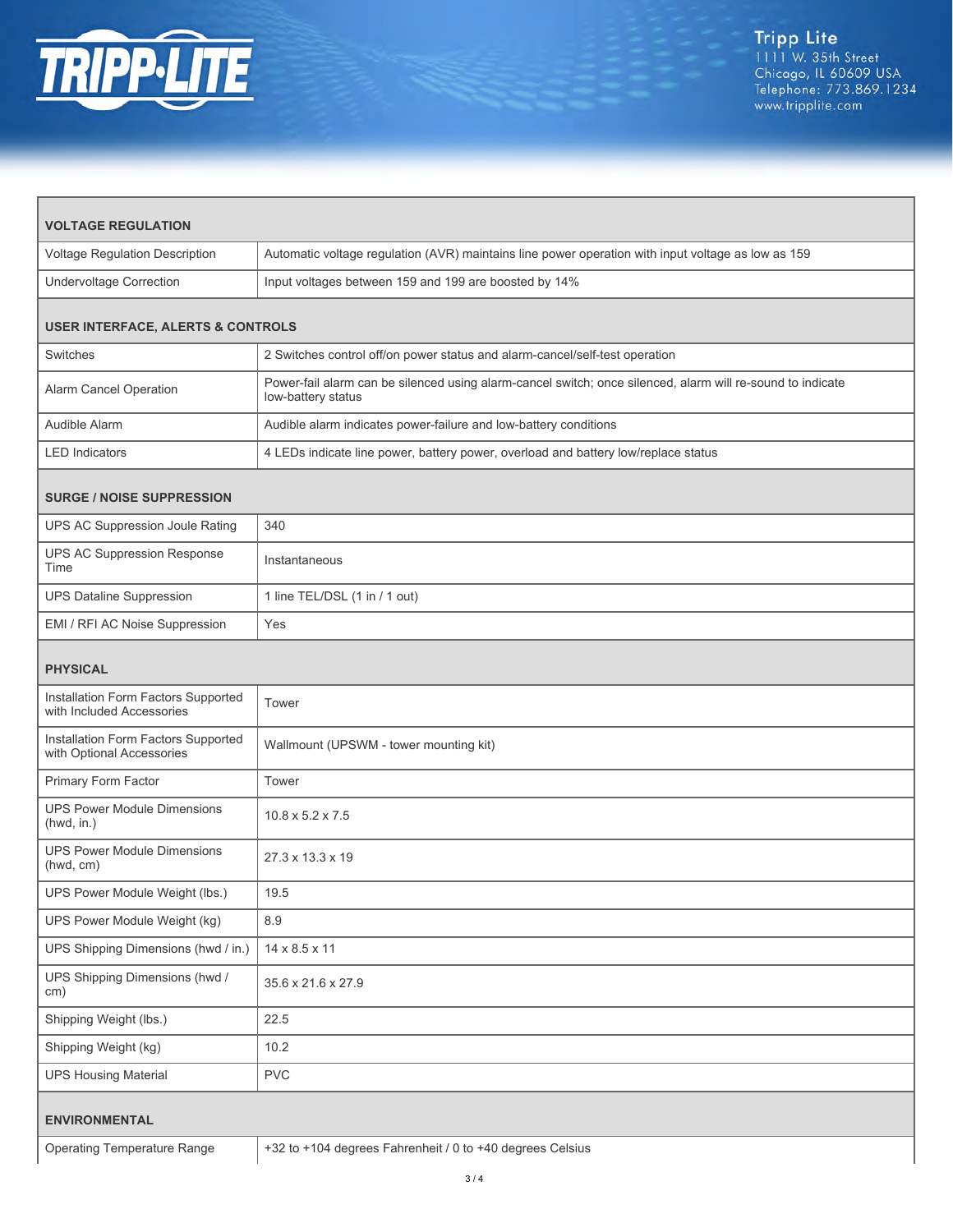| VOLTAGE REGULATION | |
|---|---|
| Voltage Regulation Description | Automatic voltage regulation (AVR) maintains line power operation with input voltage as low as 159 |
| Undervoltage Correction | Input voltages between 159 and 199 are boosted by 14% |
| **USER INTERFACE, ALERTS & CONTROLS** | |
| Switches | 2 Switches control off/on power status and alarm-cancel/self-test operation |
| Alarm Cancel Operation | Power-fail alarm can be silenced using alarm-cancel switch; once silenced, alarm will re-sound to indicate low-battery status |
| Audible Alarm | Audible alarm indicates power-failure and low-battery conditions |
| LED Indicators | 4 LEDs indicate line power, battery power, overload and battery low/replace status |
| **SURGE / NOISE SUPPRESSION** | |
| UPS AC Suppression Joule Rating | 340 |
| UPS AC Suppression Response Time | Instantaneous |
| UPS Dataline Suppression | 1 line TEL/DSL (1 in / 1 out) |
| EMI / RFI AC Noise Suppression | Yes |
| **PHYSICAL** | |
| Installation Form Factors Supported with Included Accessories | Tower |
| Installation Form Factors Supported with Optional Accessories | Wallmount (UPSWM - tower mounting kit) |
| Primary Form Factor | Tower |
| UPS Power Module Dimensions (hwd, in.) | 10.8 x 5.2 x 7.5 |
| UPS Power Module Dimensions (hwd, cm) | 27.3 x 13.3 x 19 |
| UPS Power Module Weight (lbs.) | 19.5 |
| UPS Power Module Weight (kg) | 8.9 |
| UPS Shipping Dimensions (hwd / in.) | 14 x 8.5 x 11 |
| UPS Shipping Dimensions (hwd / cm) | 35.6 x 21.6 x 27.9 |
| Shipping Weight (lbs.) | 22.5 |
| Shipping Weight (kg) | 10.2 |
| UPS Housing Material | PVC |
| **ENVIRONMENTAL** | |
| Operating Temperature Range | +32 to +104 degrees Fahrenheit / 0 to +40 degrees Celsius |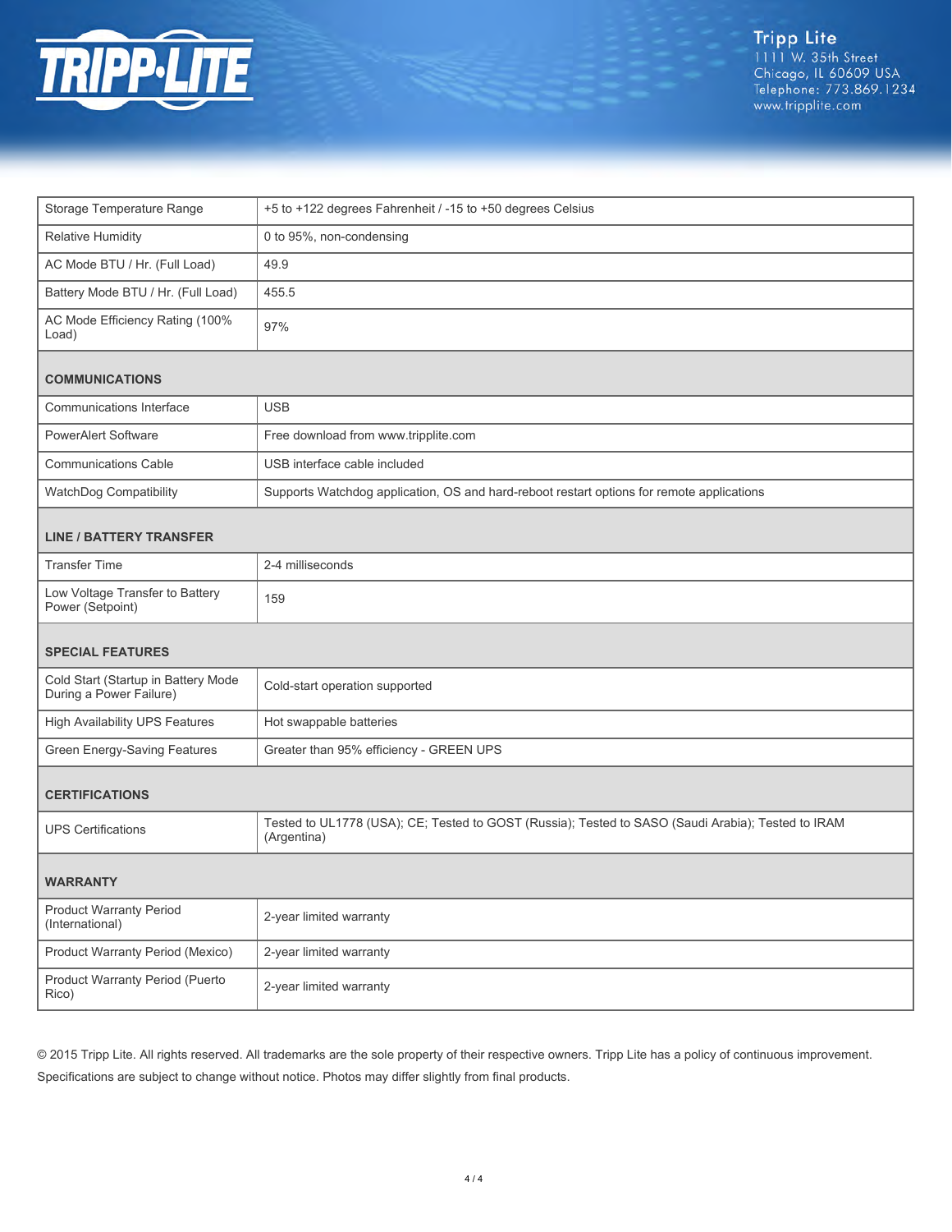| | |
|---|---|
| Storage Temperature Range | +5 to +122 degrees Fahrenheit / -15 to +50 degrees Celsius |
| Relative Humidity | 0 to 95%, non-condensing |
| AC Mode BTU / Hr. (Full Load) | 49.9 |
| Battery Mode BTU / Hr. (Full Load) | 455.5 |
| AC Mode Efficiency Rating (100% Load) | 97% |

## COMMUNICATIONS

| | |
|---|---|
| Communications Interface | USB |
| PowerAlert Software | Free download from www.tripplite.com |
| Communications Cable | USB interface cable included |
| WatchDog Compatibility | Supports Watchdog application, OS and hard-reboot restart options for remote applications |

## LINE / BATTERY TRANSFER

| | |
|---|---|
| Transfer Time | 2-4 milliseconds |
| Low Voltage Transfer to Battery Power (Setpoint) | 159 |

## SPECIAL FEATURES

| | |
|---|---|
| Cold Start (Startup in Battery Mode During a Power Failure) | Cold-start operation supported |
| High Availability UPS Features | Hot swappable batteries |
| Green Energy-Saving Features | Greater than 95% efficiency - GREEN UPS |

## CERTIFICATIONS

| | |
|---|---|
| UPS Certifications | Tested to UL1778 (USA); CE; Tested to GOST (Russia); Tested to SASO (Saudi Arabia); Tested to IRAM (Argentina) |

## WARRANTY

| | |
|---|---|
| Product Warranty Period (International) | 2-year limited warranty |
| Product Warranty Period (Mexico) | 2-year limited warranty |
| Product Warranty Period (Puerto Rico) | 2-year limited warranty |

© 2015 Tripp Lite. All rights reserved. All trademarks are the sole property of their respective owners. Tripp Lite has a policy of continuous improvement. Specifications are subject to change without notice. Photos may differ slightly from final products.